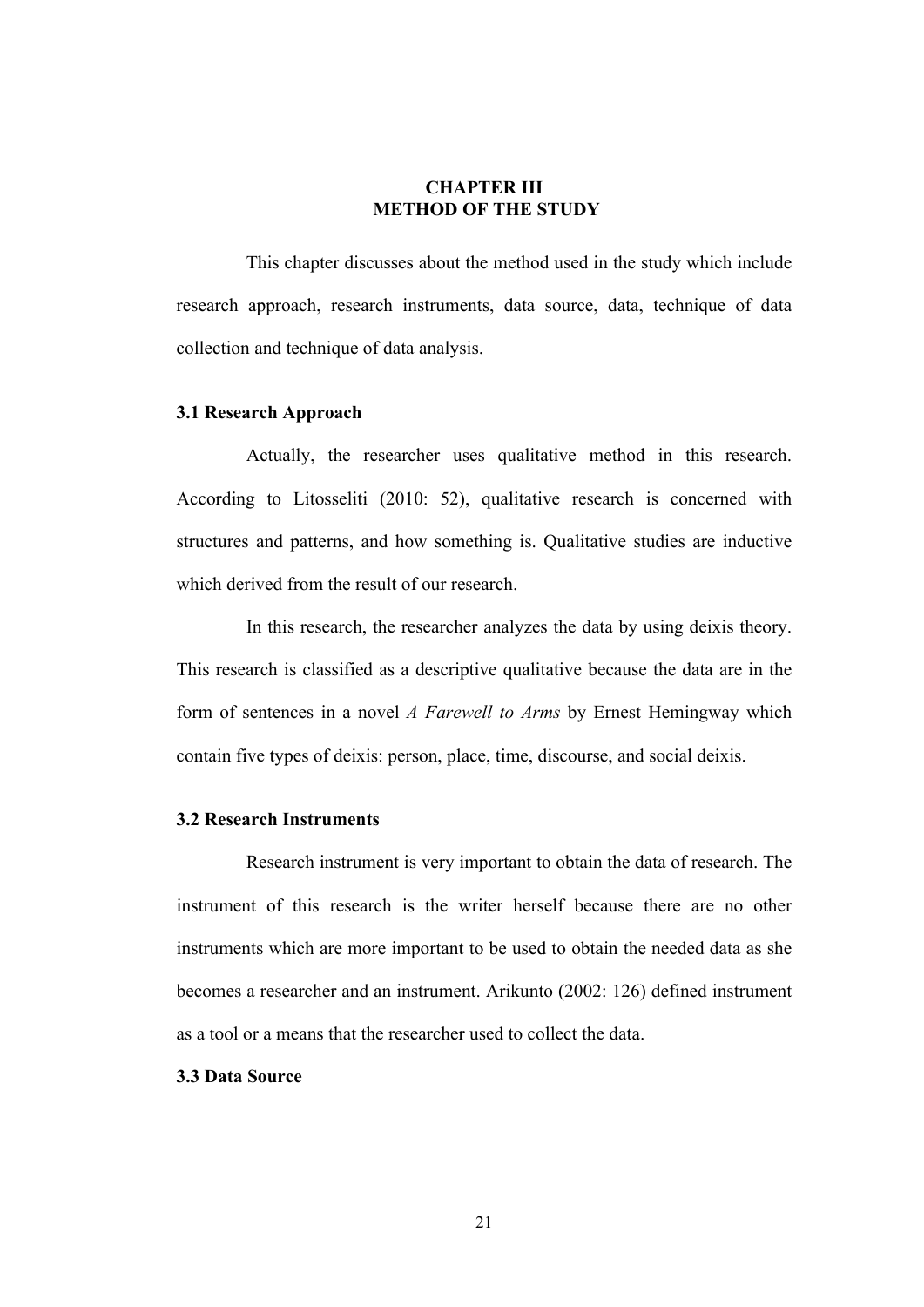# CHAPTER III
# METHOD OF THE STUDY

This chapter discusses about the method used in the study which include research approach, research instruments, data source, data, technique of data collection and technique of data analysis.

## 3.1 Research Approach

Actually, the researcher uses qualitative method in this research. According to Litosseliti (2010: 52), qualitative research is concerned with structures and patterns, and how something is. Qualitative studies are inductive which derived from the result of our research.

In this research, the researcher analyzes the data by using deixis theory. This research is classified as a descriptive qualitative because the data are in the form of sentences in a novel *A Farewell to Arms* by Ernest Hemingway which contain five types of deixis: person, place, time, discourse, and social deixis.

## 3.2 Research Instruments

Research instrument is very important to obtain the data of research. The instrument of this research is the writer herself because there are no other instruments which are more important to be used to obtain the needed data as she becomes a researcher and an instrument. Arikunto (2002: 126) defined instrument as a tool or a means that the researcher used to collect the data.

## 3.3 Data Source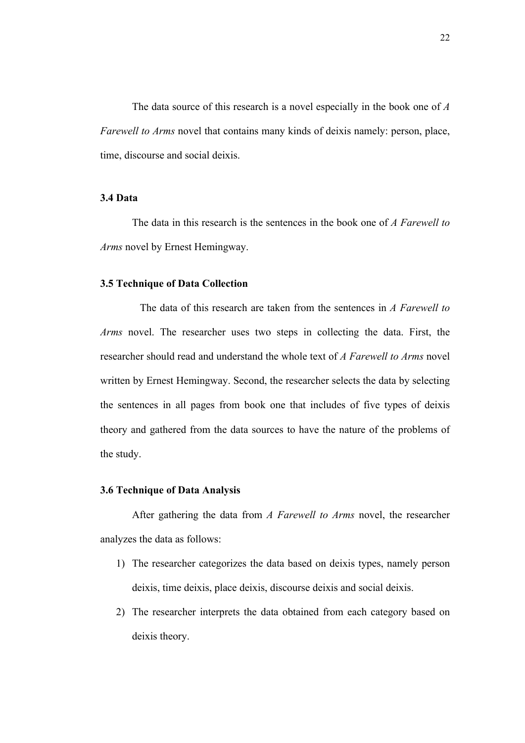The data source of this research is a novel especially in the book one of *A Farewell to Arms* novel that contains many kinds of deixis namely: person, place, time, discourse and social deixis.

### 3.4 Data

The data in this research is the sentences in the book one of *A Farewell to Arms* novel by Ernest Hemingway.

### 3.5 Technique of Data Collection

The data of this research are taken from the sentences in *A Farewell to Arms* novel. The researcher uses two steps in collecting the data. First, the researcher should read and understand the whole text of *A Farewell to Arms* novel written by Ernest Hemingway. Second, the researcher selects the data by selecting the sentences in all pages from book one that includes of five types of deixis theory and gathered from the data sources to have the nature of the problems of the study.

### 3.6 Technique of Data Analysis

After gathering the data from *A Farewell to Arms* novel, the researcher analyzes the data as follows:

1) The researcher categorizes the data based on deixis types, namely person deixis, time deixis, place deixis, discourse deixis and social deixis.
2) The researcher interprets the data obtained from each category based on deixis theory.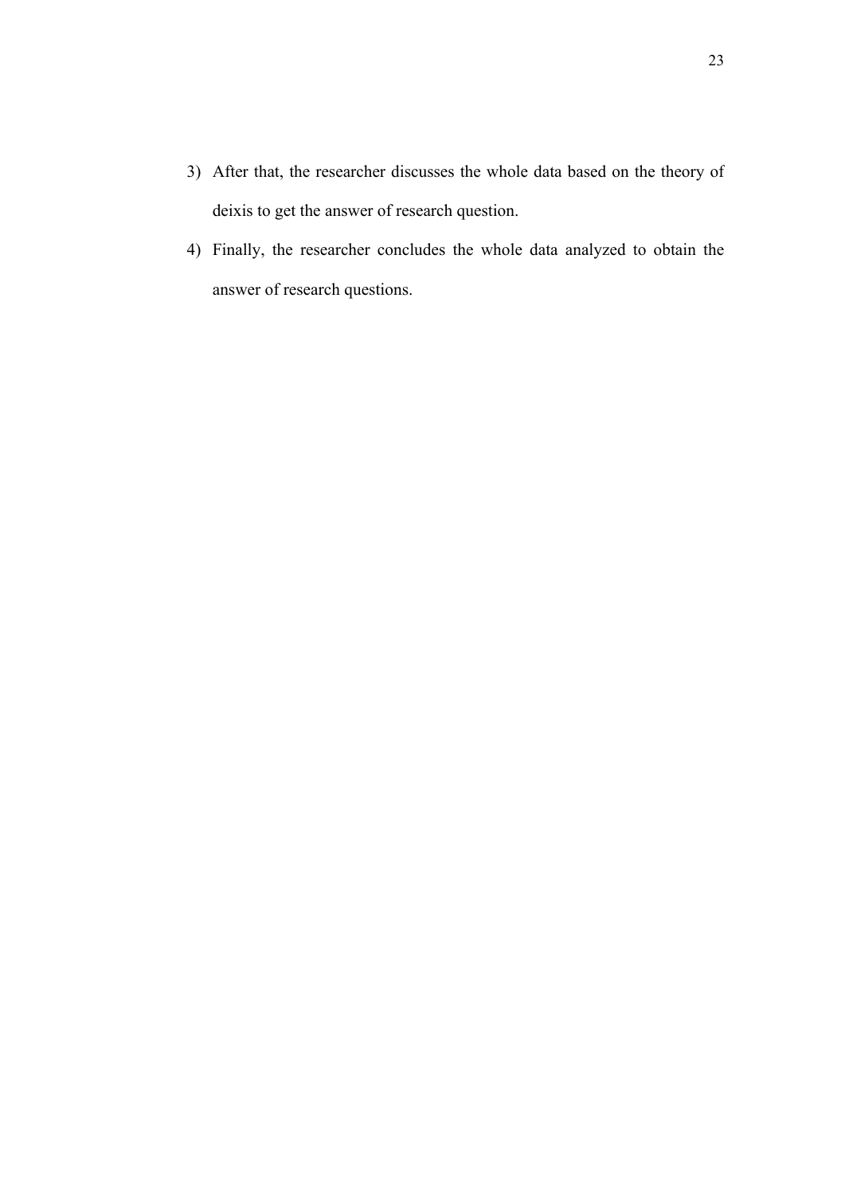3) After that, the researcher discusses the whole data based on the theory of deixis to get the answer of research question.
4) Finally, the researcher concludes the whole data analyzed to obtain the answer of research questions.